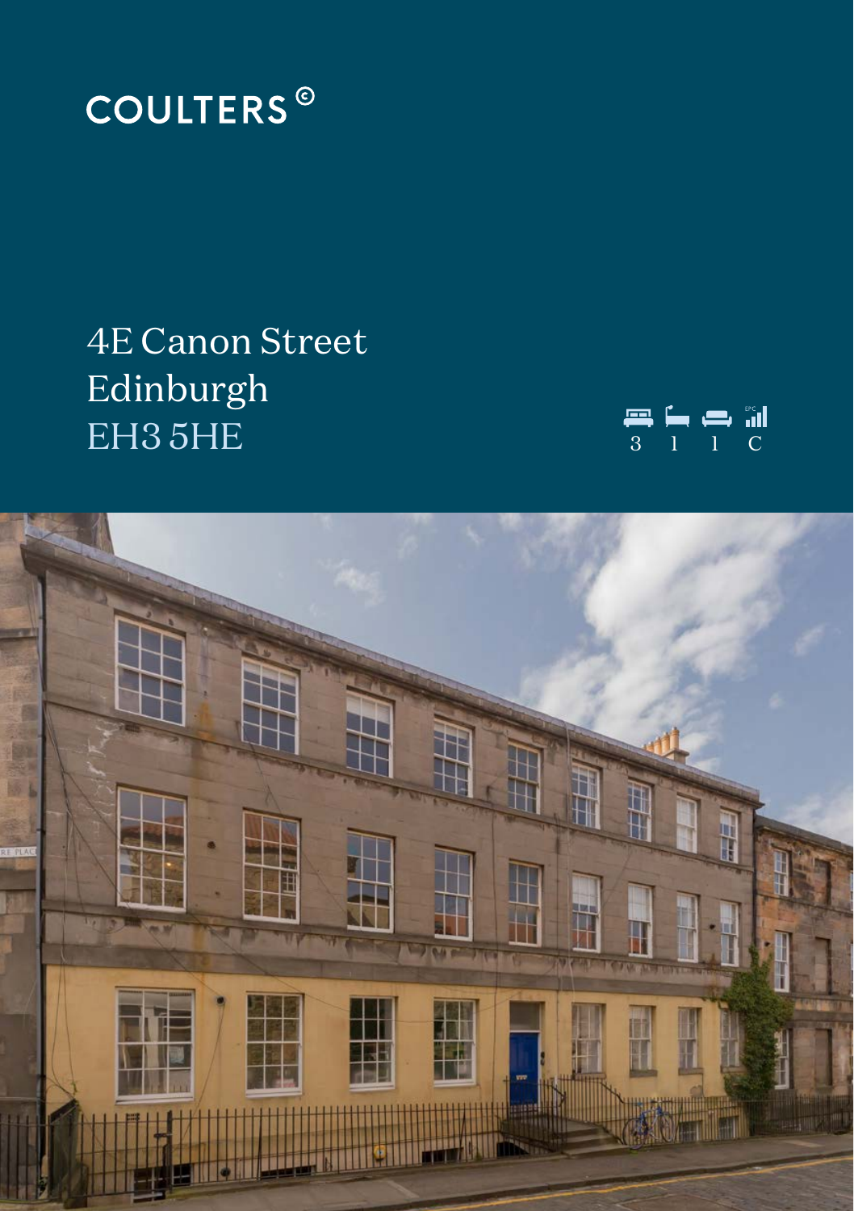# COULTERS©

## 4E Canon Street
## Edinburgh
## EH3 5HE

3 1 1 C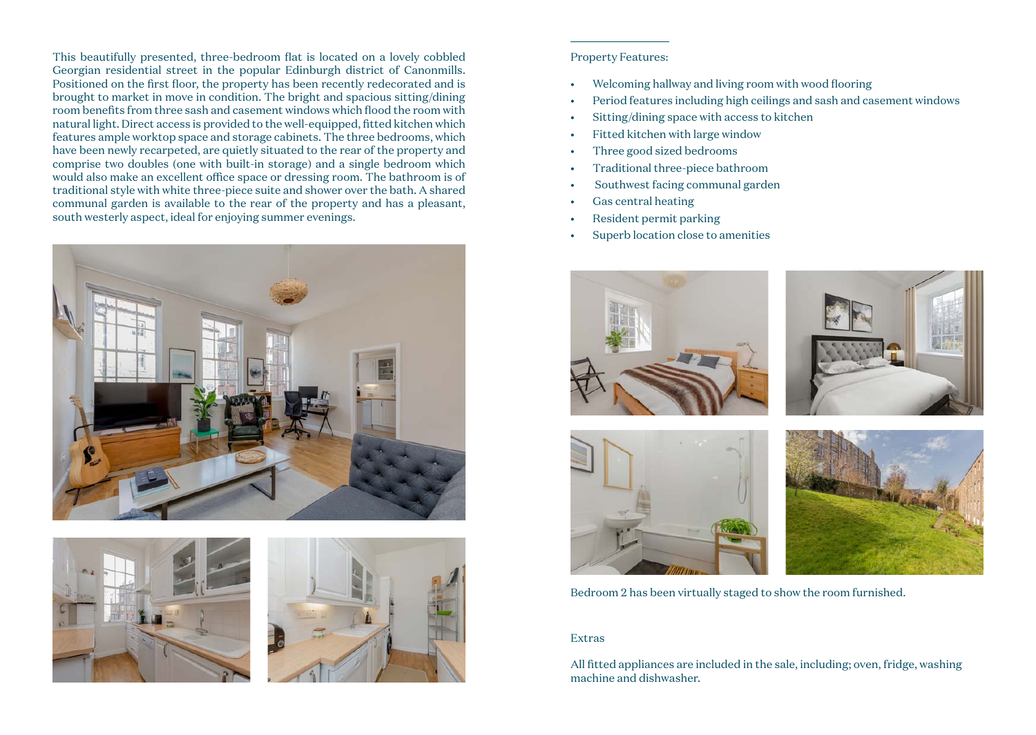This beautifully presented, three-bedroom flat is located on a lovely cobbled Georgian residential street in the popular Edinburgh district of Canonmills. Positioned on the first floor, the property has been recently redecorated and is brought to market in move in condition. The bright and spacious sitting/dining room benefits from three sash and casement windows which flood the room with natural light. Direct access is provided to the well-equipped, fitted kitchen which features ample worktop space and storage cabinets. The three bedrooms, which have been newly recarpeted, are quietly situated to the rear of the property and comprise two doubles (one with built-in storage) and a single bedroom which would also make an excellent office space or dressing room. The bathroom is of traditional style with white three-piece suite and shower over the bath. A shared communal garden is available to the rear of the property and has a pleasant, south westerly aspect, ideal for enjoying summer evenings.

Property Features:

- Welcoming hallway and living room with wood flooring
- Period features including high ceilings and sash and casement windows
- Sitting/dining space with access to kitchen
- Fitted kitchen with large window
- Three good sized bedrooms
- Traditional three-piece bathroom
- Southwest facing communal garden
- Gas central heating
- Resident permit parking
- Superb location close to amenities

Bedroom 2 has been virtually staged to show the room furnished.

Extras

All fitted appliances are included in the sale, including; oven, fridge, washing machine and dishwasher.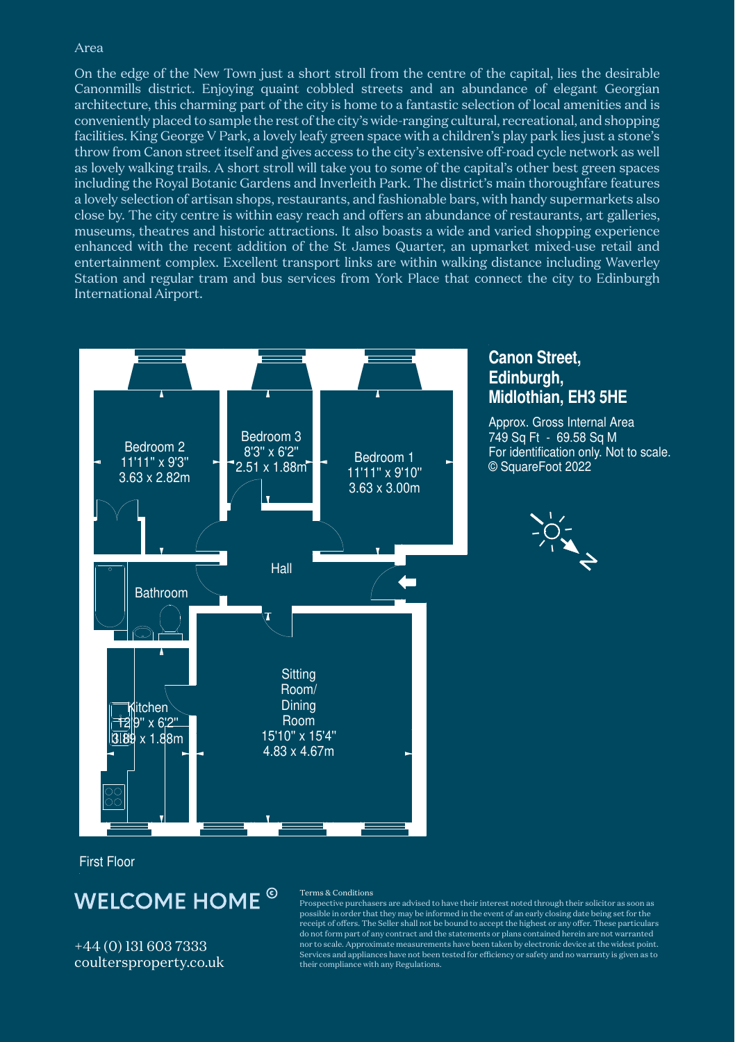Area

On the edge of the New Town just a short stroll from the centre of the capital, lies the desirable Canonmills district. Enjoying quaint cobbled streets and an abundance of elegant Georgian architecture, this charming part of the city is home to a fantastic selection of local amenities and is conveniently placed to sample the rest of the city's wide-ranging cultural, recreational, and shopping facilities. King George V Park, a lovely leafy green space with a children's play park lies just a stone's throw from Canon street itself and gives access to the city's extensive off-road cycle network as well as lovely walking trails. A short stroll will take you to some of the capital's other best green spaces including the Royal Botanic Gardens and Inverleith Park. The district's main thoroughfare features a lovely selection of artisan shops, restaurants, and fashionable bars, with handy supermarkets also close by. The city centre is within easy reach and offers an abundance of restaurants, art galleries, museums, theatres and historic attractions. It also boasts a wide and varied shopping experience enhanced with the recent addition of the St James Quarter, an upmarket mixed-use retail and entertainment complex. Excellent transport links are within walking distance including Waverley Station and regular tram and bus services from York Place that connect the city to Edinburgh International Airport.

Bedroom 2
11'11" x 9'3"
3.63 x 2.82m

Bedroom 3
8'3" x 6'2"
2.51 x 1.88m

Bedroom 1
11'11" x 9'10"
3.63 x 3.00m

Hall

Bathroom

Kitchen
12'9" x 6'2"
3.89 x 1.88m

Sitting Room/ Dining Room
15'10" x 15'4"
4.83 x 4.67m

First Floor

**Canon Street, Edinburgh, Midlothian, EH3 5HE**

Approx. Gross Internal Area
749 Sq Ft - 69.58 Sq M
For identification only. Not to scale.
© SquareFoot 2022

N

WELCOME HOME ©

+44 (0) 131 603 7333
coultersproperty.co.uk

Terms & Conditions
Prospective purchasers are advised to have their interest noted through their solicitor as soon as possible in order that they may be informed in the event of an early closing date being set for the receipt of offers. The Seller shall not be bound to accept the highest or any offer. These particulars do not form part of any contract and the statements or plans contained herein are not warranted nor to scale. Approximate measurements have been taken by electronic device at the widest point. Services and appliances have not been tested for efficiency or safety and no warranty is given as to their compliance with any Regulations.